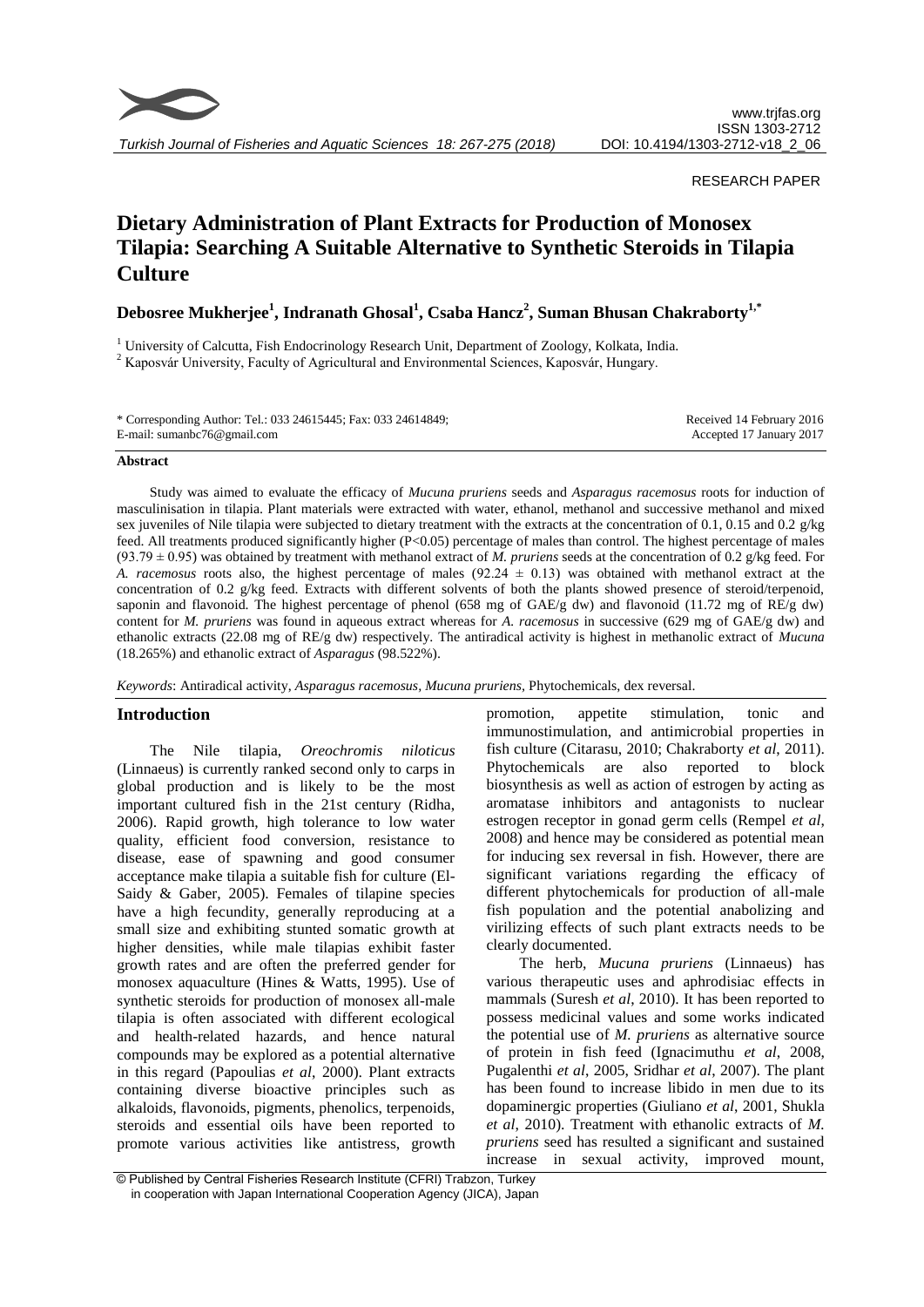RESEARCH PAPER

# Dietary Administration of Plant Extracts for Production of Monosex Tilapia: Searching A Suitable Alternative to Synthetic Steroids in Tilapia Culture

**Debosree Mukherjee[1], Indranath Ghosal[1], Csaba Hancz[2], Suman Bhusan Chakraborty[1,*]**

[1] University of Calcutta, Fish Endocrinology Research Unit, Department of Zoology, Kolkata, India.

[2] Kaposvár University, Faculty of Agricultural and Environmental Sciences, Kaposvár, Hungary.

\* Corresponding Author: Tel.: 033 24615445; Fax: 033 24614849;
E-mail: sumanbc76@gmail.com

Received 14 February 2016
Accepted 17 January 2017

#### Abstract

Study was aimed to evaluate the efficacy of *Mucuna pruriens* seeds and *Asparagus racemosus* roots for induction of masculinisation in tilapia. Plant materials were extracted with water, ethanol, methanol and successive methanol and mixed sex juveniles of Nile tilapia were subjected to dietary treatment with the extracts at the concentration of 0.1, 0.15 and 0.2 g/kg feed. All treatments produced significantly higher ($P<0.05$) percentage of males than control. The highest percentage of males ($93.79 \pm 0.95$) was obtained by treatment with methanol extract of *M. pruriens* seeds at the concentration of 0.2 g/kg feed. For *A. racemosus* roots also, the highest percentage of males ($92.24 \pm 0.13$) was obtained with methanol extract at the concentration of 0.2 g/kg feed. Extracts with different solvents of both the plants showed presence of steroid/terpenoid, saponin and flavonoid. The highest percentage of phenol (658 mg of GAE/g dw) and flavonoid (11.72 mg of RE/g dw) content for *M. pruriens* was found in aqueous extract whereas for *A. racemosus* in successive (629 mg of GAE/g dw) and ethanolic extracts (22.08 mg of RE/g dw) respectively. The antiradical activity is highest in methanolic extract of *Mucuna* (18.265%) and ethanolic extract of *Asparagus* (98.522%).

*Keywords*: Antiradical activity, *Asparagus racemosus*, *Mucuna pruriens*, Phytochemicals, dex reversal.

## Introduction

The Nile tilapia, *Oreochromis niloticus* (Linnaeus) is currently ranked second only to carps in global production and is likely to be the most important cultured fish in the 21st century (Ridha, 2006). Rapid growth, high tolerance to low water quality, efficient food conversion, resistance to disease, ease of spawning and good consumer acceptance make tilapia a suitable fish for culture (El-Saidy & Gaber, 2005). Females of tilapine species have a high fecundity, generally reproducing at a small size and exhibiting stunted somatic growth at higher densities, while male tilapias exhibit faster growth rates and are often the preferred gender for monosex aquaculture (Hines & Watts, 1995). Use of synthetic steroids for production of monosex all-male tilapia is often associated with different ecological and health-related hazards, and hence natural compounds may be explored as a potential alternative in this regard (Papoulias *et al*, 2000). Plant extracts containing diverse bioactive principles such as alkaloids, flavonoids, pigments, phenolics, terpenoids, steroids and essential oils have been reported to promote various activities like antistress, growth promotion, appetite stimulation, tonic and immunostimulation, and antimicrobial properties in fish culture (Citarasu, 2010; Chakraborty *et al*, 2011). Phytochemicals are also reported to block biosynthesis as well as action of estrogen by acting as aromatase inhibitors and antagonists to nuclear estrogen receptor in gonad germ cells (Rempel *et al*, 2008) and hence may be considered as potential mean for inducing sex reversal in fish. However, there are significant variations regarding the efficacy of different phytochemicals for production of all-male fish population and the potential anabolizing and virilizing effects of such plant extracts needs to be clearly documented.

The herb, *Mucuna pruriens* (Linnaeus) has various therapeutic uses and aphrodisiac effects in mammals (Suresh *et al*, 2010). It has been reported to possess medicinal values and some works indicated the potential use of *M. pruriens* as alternative source of protein in fish feed (Ignacimuthu *et al*, 2008, Pugalenthi *et al*, 2005, Sridhar *et al*, 2007). The plant has been found to increase libido in men due to its dopaminergic properties (Giuliano *et al*, 2001, Shukla *et al*, 2010). Treatment with ethanolic extracts of *M. pruriens* seed has resulted a significant and sustained increase in sexual activity, improved mount,

© Published by Central Fisheries Research Institute (CFRI) Trabzon, Turkey in cooperation with Japan International Cooperation Agency (JICA), Japan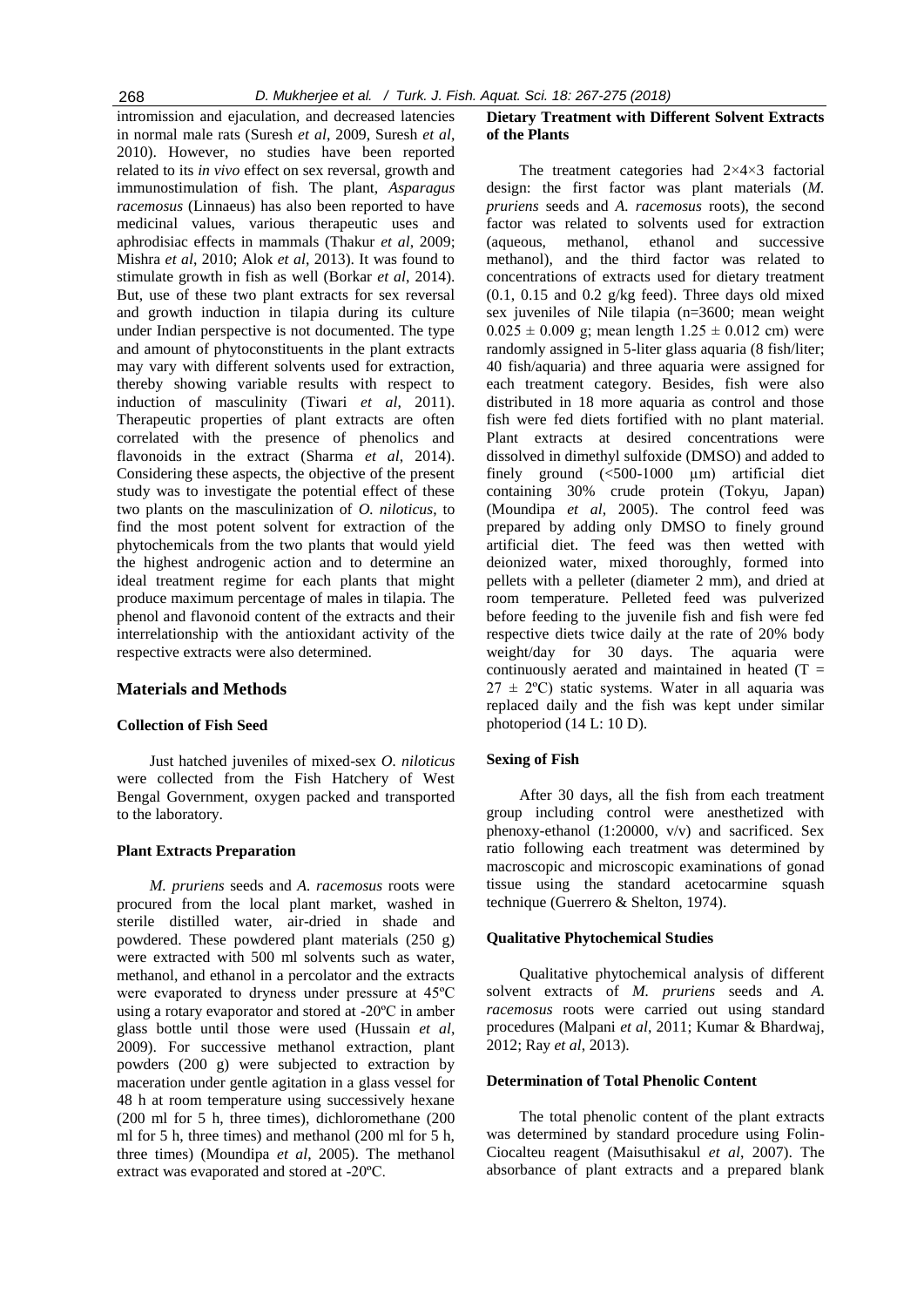intromission and ejaculation, and decreased latencies in normal male rats (Suresh *et al*, 2009, Suresh *et al*, 2010). However, no studies have been reported related to its *in vivo* effect on sex reversal, growth and immunostimulation of fish. The plant, *Asparagus racemosus* (Linnaeus) has also been reported to have medicinal values, various therapeutic uses and aphrodisiac effects in mammals (Thakur *et al*, 2009; Mishra *et al*, 2010; Alok *et al*, 2013). It was found to stimulate growth in fish as well (Borkar *et al*, 2014). But, use of these two plant extracts for sex reversal and growth induction in tilapia during its culture under Indian perspective is not documented. The type and amount of phytoconstituents in the plant extracts may vary with different solvents used for extraction, thereby showing variable results with respect to induction of masculinity (Tiwari *et al*, 2011). Therapeutic properties of plant extracts are often correlated with the presence of phenolics and flavonoids in the extract (Sharma *et al*, 2014). Considering these aspects, the objective of the present study was to investigate the potential effect of these two plants on the masculinization of *O. niloticus*, to find the most potent solvent for extraction of the phytochemicals from the two plants that would yield the highest androgenic action and to determine an ideal treatment regime for each plants that might produce maximum percentage of males in tilapia. The phenol and flavonoid content of the extracts and their interrelationship with the antioxidant activity of the respective extracts were also determined.

## Materials and Methods

### Collection of Fish Seed

Just hatched juveniles of mixed-sex *O. niloticus* were collected from the Fish Hatchery of West Bengal Government, oxygen packed and transported to the laboratory.

### Plant Extracts Preparation

*M. pruriens* seeds and *A. racemosus* roots were procured from the local plant market, washed in sterile distilled water, air-dried in shade and powdered. These powdered plant materials (250 g) were extracted with 500 ml solvents such as water, methanol, and ethanol in a percolator and the extracts were evaporated to dryness under pressure at 45ºC using a rotary evaporator and stored at -20ºC in amber glass bottle until those were used (Hussain *et al*, 2009). For successive methanol extraction, plant powders (200 g) were subjected to extraction by maceration under gentle agitation in a glass vessel for 48 h at room temperature using successively hexane (200 ml for 5 h, three times), dichloromethane (200 ml for 5 h, three times) and methanol (200 ml for 5 h, three times) (Moundipa *et al*, 2005). The methanol extract was evaporated and stored at -20ºC.

### Dietary Treatment with Different Solvent Extracts of the Plants

The treatment categories had 2×4×3 factorial design: the first factor was plant materials (*M. pruriens* seeds and *A. racemosus* roots), the second factor was related to solvents used for extraction (aqueous, methanol, ethanol and successive methanol), and the third factor was related to concentrations of extracts used for dietary treatment (0.1, 0.15 and 0.2 g/kg feed). Three days old mixed sex juveniles of Nile tilapia (n=3600; mean weight $0.025 \pm 0.009$ g; mean length $1.25 \pm 0.012$ cm) were randomly assigned in 5-liter glass aquaria (8 fish/liter; 40 fish/aquaria) and three aquaria were assigned for each treatment category. Besides, fish were also distributed in 18 more aquaria as control and those fish were fed diets fortified with no plant material. Plant extracts at desired concentrations were dissolved in dimethyl sulfoxide (DMSO) and added to finely ground (<500-1000 μm) artificial diet containing 30% crude protein (Tokyu, Japan) (Moundipa *et al*, 2005). The control feed was prepared by adding only DMSO to finely ground artificial diet. The feed was then wetted with deionized water, mixed thoroughly, formed into pellets with a pelleter (diameter 2 mm), and dried at room temperature. Pelleted feed was pulverized before feeding to the juvenile fish and fish were fed respective diets twice daily at the rate of 20% body weight/day for 30 days. The aquaria were continuously aerated and maintained in heated ($T = 27 \pm 2$ºC) static systems. Water in all aquaria was replaced daily and the fish was kept under similar photoperiod (14 L: 10 D).

### Sexing of Fish

After 30 days, all the fish from each treatment group including control were anesthetized with phenoxy-ethanol (1:20000, v/v) and sacrificed. Sex ratio following each treatment was determined by macroscopic and microscopic examinations of gonad tissue using the standard acetocarmine squash technique (Guerrero & Shelton, 1974).

### Qualitative Phytochemical Studies

Qualitative phytochemical analysis of different solvent extracts of *M. pruriens* seeds and *A. racemosus* roots were carried out using standard procedures (Malpani *et al*, 2011; Kumar & Bhardwaj, 2012; Ray *et al*, 2013).

### Determination of Total Phenolic Content

The total phenolic content of the plant extracts was determined by standard procedure using Folin-Ciocalteu reagent (Maisuthisakul *et al*, 2007). The absorbance of plant extracts and a prepared blank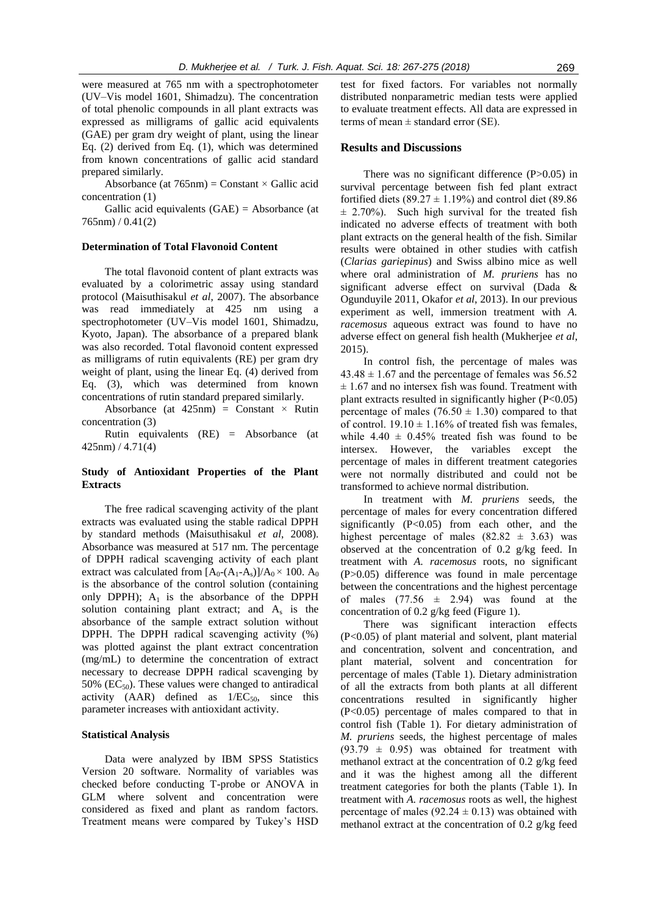were measured at 765 nm with a spectrophotometer (UV–Vis model 1601, Shimadzu). The concentration of total phenolic compounds in all plant extracts was expressed as milligrams of gallic acid equivalents (GAE) per gram dry weight of plant, using the linear Eq. (2) derived from Eq. (1), which was determined from known concentrations of gallic acid standard prepared similarly.

Absorbance (at 765nm) = Constant × Gallic acid concentration (1)

Gallic acid equivalents (GAE) = Absorbance (at 765nm) / 0.41(2)

### Determination of Total Flavonoid Content

The total flavonoid content of plant extracts was evaluated by a colorimetric assay using standard protocol (Maisuthisakul *et al*, 2007). The absorbance was read immediately at 425 nm using a spectrophotometer (UV–Vis model 1601, Shimadzu, Kyoto, Japan). The absorbance of a prepared blank was also recorded. Total flavonoid content expressed as milligrams of rutin equivalents (RE) per gram dry weight of plant, using the linear Eq. (4) derived from Eq. (3), which was determined from known concentrations of rutin standard prepared similarly.

Absorbance (at 425nm) = Constant × Rutin concentration (3)

Rutin equivalents (RE) = Absorbance (at 425nm) / 4.71(4)

### Study of Antioxidant Properties of the Plant Extracts

The free radical scavenging activity of the plant extracts was evaluated using the stable radical DPPH by standard methods (Maisuthisakul *et al*, 2008). Absorbance was measured at 517 nm. The percentage of DPPH radical scavenging activity of each plant extract was calculated from $[A_0-(A_1-A_s)]/A_0 \times 100$. $A_0$ is the absorbance of the control solution (containing only DPPH); $A_1$ is the absorbance of the DPPH solution containing plant extract; and $A_s$ is the absorbance of the sample extract solution without DPPH. The DPPH radical scavenging activity (%) was plotted against the plant extract concentration (mg/mL) to determine the concentration of extract necessary to decrease DPPH radical scavenging by 50% ($EC_{50}$). These values were changed to antiradical activity (AAR) defined as $1/EC_{50}$, since this parameter increases with antioxidant activity.

### Statistical Analysis

Data were analyzed by IBM SPSS Statistics Version 20 software. Normality of variables was checked before conducting T-probe or ANOVA in GLM where solvent and concentration were considered as fixed and plant as random factors. Treatment means were compared by Tukey's HSD test for fixed factors. For variables not normally distributed nonparametric median tests were applied to evaluate treatment effects. All data are expressed in terms of mean ± standard error (SE).

## Results and Discussions

There was no significant difference ($P>0.05$) in survival percentage between fish fed plant extract fortified diets (89.27 ± 1.19%) and control diet (89.86 ± 2.70%). Such high survival for the treated fish indicated no adverse effects of treatment with both plant extracts on the general health of the fish. Similar results were obtained in other studies with catfish (*Clarias gariepinus*) and Swiss albino mice as well where oral administration of *M. pruriens* has no significant adverse effect on survival (Dada & Ogunduyile 2011, Okafor *et al*, 2013). In our previous experiment as well, immersion treatment with *A. racemosus* aqueous extract was found to have no adverse effect on general fish health (Mukherjee *et al*, 2015).

In control fish, the percentage of males was 43.48 ± 1.67 and the percentage of females was 56.52 ± 1.67 and no intersex fish was found. Treatment with plant extracts resulted in significantly higher ($P<0.05$) percentage of males (76.50 ± 1.30) compared to that of control. 19.10 ± 1.16% of treated fish was females, while 4.40 ± 0.45% treated fish was found to be intersex. However, the variables except the percentage of males in different treatment categories were not normally distributed and could not be transformed to achieve normal distribution.

In treatment with *M. pruriens* seeds, the percentage of males for every concentration differed significantly ($P<0.05$) from each other, and the highest percentage of males (82.82 ± 3.63) was observed at the concentration of 0.2 g/kg feed. In treatment with *A. racemosus* roots, no significant ($P>0.05$) difference was found in male percentage between the concentrations and the highest percentage of males (77.56 ± 2.94) was found at the concentration of 0.2 g/kg feed (Figure 1).

There was significant interaction effects ($P<0.05$) of plant material and solvent, plant material and concentration, solvent and concentration, and plant material, solvent and concentration for percentage of males (Table 1). Dietary administration of all the extracts from both plants at all different concentrations resulted in significantly higher ($P<0.05$) percentage of males compared to that in control fish (Table 1). For dietary administration of *M. pruriens* seeds, the highest percentage of males (93.79 ± 0.95) was obtained for treatment with methanol extract at the concentration of 0.2 g/kg feed and it was the highest among all the different treatment categories for both the plants (Table 1). In treatment with *A. racemosus* roots as well, the highest percentage of males (92.24 ± 0.13) was obtained with methanol extract at the concentration of 0.2 g/kg feed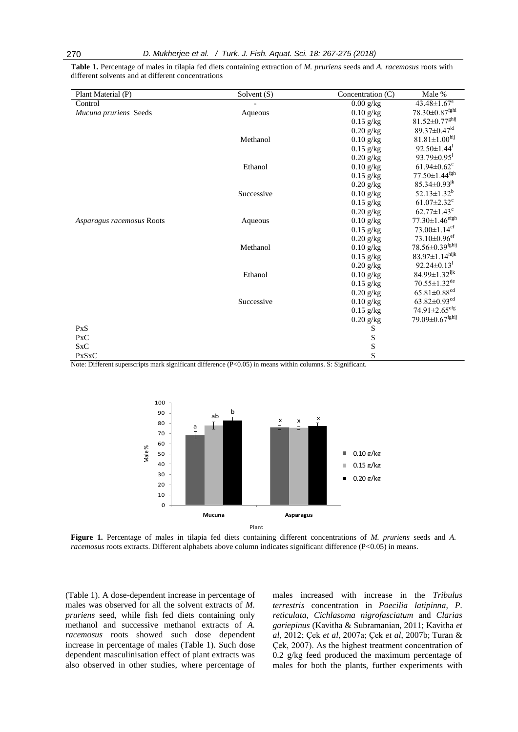**Table 1.** Percentage of males in tilapia fed diets containing extraction of *M. pruriens* seeds and *A. racemosus* roots with different solvents and at different concentrations

| Plant Material (P) | Solvent (S) | Concentration (C) | Male % |
|---|---|---|---|
| Control | - | 0.00 g/kg | $43.48\pm1.67^{a}$ |
| *Mucuna pruriens* Seeds | Aqueous | 0.10 g/kg | $78.30\pm0.87^{fghi}$ |
| | | 0.15 g/kg | $81.52\pm0.77^{ghij}$ |
| | | 0.20 g/kg | $89.37\pm0.47^{kl}$ |
| | Methanol | 0.10 g/kg | $81.81\pm1.00^{hij}$ |
| | | 0.15 g/kg | $92.50\pm1.44^{l}$ |
| | | 0.20 g/kg | $93.79\pm0.95^{l}$ |
| | Ethanol | 0.10 g/kg | $61.94\pm0.62^{c}$ |
| | | 0.15 g/kg | $77.50\pm1.44^{fgh}$ |
| | | 0.20 g/kg | $85.34\pm0.93^{jk}$ |
| | Successive | 0.10 g/kg | $52.13\pm1.32^{b}$ |
| | | 0.15 g/kg | $61.07\pm2.32^{c}$ |
| | | 0.20 g/kg | $62.77\pm1.43^{c}$ |
| *Asparagus racemosus* Roots | Aqueous | 0.10 g/kg | $77.30\pm1.46^{efgh}$ |
| | | 0.15 g/kg | $73.00\pm1.14^{ef}$ |
| | | 0.20 g/kg | $73.10\pm0.96^{ef}$ |
| | Methanol | 0.10 g/kg | $78.56\pm0.39^{fghij}$ |
| | | 0.15 g/kg | $83.97\pm1.14^{hijk}$ |
| | | 0.20 g/kg | $92.24\pm0.13^{l}$ |
| | Ethanol | 0.10 g/kg | $84.99\pm1.32^{ijk}$ |
| | | 0.15 g/kg | $70.55\pm1.32^{de}$ |
| | | 0.20 g/kg | $65.81\pm0.88^{cd}$ |
| | Successive | 0.10 g/kg | $63.82\pm0.93^{cd}$ |
| | | 0.15 g/kg | $74.91\pm2.65^{efg}$ |
| | | 0.20 g/kg | $79.09\pm0.67^{fghij}$ |
| PxS | | S | |
| PxC | | S | |
| SxC | | S | |
| PxSxC | | S | |

Note: Different superscripts mark significant difference ($P<0.05$) in means within columns. S: Significant.

**Figure 1.** Percentage of males in tilapia fed diets containing different concentrations of *M. pruriens* seeds and *A. racemosus* roots extracts. Different alphabets above column indicates significant difference ($P<0.05$) in means.

(Table 1). A dose-dependent increase in percentage of males was observed for all the solvent extracts of *M. pruriens* seed, while fish fed diets containing only methanol and successive methanol extracts of *A. racemosus* roots showed such dose dependent increase in percentage of males (Table 1). Such dose dependent masculinisation effect of plant extracts was also observed in other studies, where percentage of males increased with increase in the *Tribulus terrestris* concentration in *Poecilia latipinna*, *P. reticulata*, *Cichlasoma nigrofasciatum* and *Clarias gariepinus* (Kavitha & Subramanian, 2011; Kavitha *et al*, 2012; Çek *et al*, 2007a; Çek *et al*, 2007b; Turan & Çek, 2007). As the highest treatment concentration of 0.2 g/kg feed produced the maximum percentage of males for both the plants, further experiments with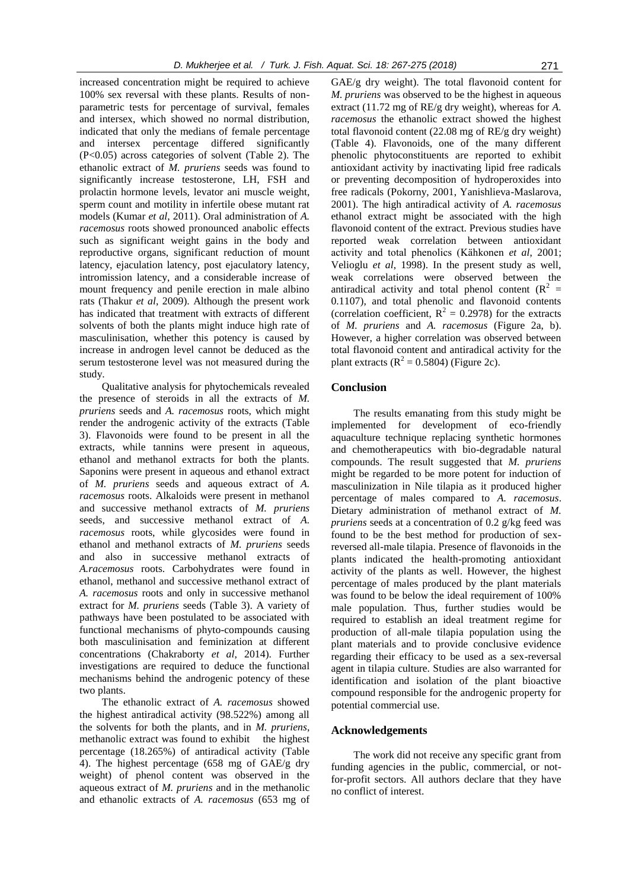increased concentration might be required to achieve 100% sex reversal with these plants. Results of non-parametric tests for percentage of survival, females and intersex, which showed no normal distribution, indicated that only the medians of female percentage and intersex percentage differed significantly ($P<0.05$) across categories of solvent (Table 2). The ethanolic extract of *M. pruriens* seeds was found to significantly increase testosterone, LH, FSH and prolactin hormone levels, levator ani muscle weight, sperm count and motility in infertile obese mutant rat models (Kumar *et al*, 2011). Oral administration of *A. racemosus* roots showed pronounced anabolic effects such as significant weight gains in the body and reproductive organs, significant reduction of mount latency, ejaculation latency, post ejaculatory latency, intromission latency, and a considerable increase of mount frequency and penile erection in male albino rats (Thakur *et al*, 2009). Although the present work has indicated that treatment with extracts of different solvents of both the plants might induce high rate of masculinisation, whether this potency is caused by increase in androgen level cannot be deduced as the serum testosterone level was not measured during the study.

Qualitative analysis for phytochemicals revealed the presence of steroids in all the extracts of *M. pruriens* seeds and *A. racemosus* roots, which might render the androgenic activity of the extracts (Table 3). Flavonoids were found to be present in all the extracts, while tannins were present in aqueous, ethanol and methanol extracts for both the plants. Saponins were present in aqueous and ethanol extract of *M. pruriens* seeds and aqueous extract of *A. racemosus* roots. Alkaloids were present in methanol and successive methanol extracts of *M. pruriens* seeds, and successive methanol extract of *A. racemosus* roots, while glycosides were found in ethanol and methanol extracts of *M. pruriens* seeds and also in successive methanol extracts of *A.racemosus* roots. Carbohydrates were found in ethanol, methanol and successive methanol extract of *A. racemosus* roots and only in successive methanol extract for *M. pruriens* seeds (Table 3). A variety of pathways have been postulated to be associated with functional mechanisms of phyto-compounds causing both masculinisation and feminization at different concentrations (Chakraborty *et al*, 2014). Further investigations are required to deduce the functional mechanisms behind the androgenic potency of these two plants.

The ethanolic extract of *A. racemosus* showed the highest antiradical activity (98.522%) among all the solvents for both the plants, and in *M. pruriens*, methanolic extract was found to exhibit the highest percentage (18.265%) of antiradical activity (Table 4). The highest percentage (658 mg of GAE/g dry weight) of phenol content was observed in the aqueous extract of *M. pruriens* and in the methanolic and ethanolic extracts of *A. racemosus* (653 mg of GAE/g dry weight). The total flavonoid content for *M. pruriens* was observed to be the highest in aqueous extract (11.72 mg of RE/g dry weight), whereas for *A. racemosus* the ethanolic extract showed the highest total flavonoid content (22.08 mg of RE/g dry weight) (Table 4). Flavonoids, one of the many different phenolic phytoconstituents are reported to exhibit antioxidant activity by inactivating lipid free radicals or preventing decomposition of hydroperoxides into free radicals (Pokorny, 2001, Yanishlieva-Maslarova, 2001). The high antiradical activity of *A. racemosus* ethanol extract might be associated with the high flavonoid content of the extract. Previous studies have reported weak correlation between antioxidant activity and total phenolics (Kähkonen *et al*, 2001; Velioglu *et al*, 1998). In the present study as well, weak correlations were observed between the antiradical activity and total phenol content ($R^2$ = 0.1107), and total phenolic and flavonoid contents (correlation coefficient, $R^2$ = 0.2978) for the extracts of *M. pruriens* and *A. racemosus* (Figure 2a, b). However, a higher correlation was observed between total flavonoid content and antiradical activity for the plant extracts ($R^2$ = 0.5804) (Figure 2c).

## Conclusion

The results emanating from this study might be implemented for development of eco-friendly aquaculture technique replacing synthetic hormones and chemotherapeutics with bio-degradable natural compounds. The result suggested that *M. pruriens* might be regarded to be more potent for induction of masculinization in Nile tilapia as it produced higher percentage of males compared to *A. racemosus*. Dietary administration of methanol extract of *M. pruriens* seeds at a concentration of 0.2 g/kg feed was found to be the best method for production of sex-reversed all-male tilapia. Presence of flavonoids in the plants indicated the health-promoting antioxidant activity of the plants as well. However, the highest percentage of males produced by the plant materials was found to be below the ideal requirement of 100% male population. Thus, further studies would be required to establish an ideal treatment regime for production of all-male tilapia population using the plant materials and to provide conclusive evidence regarding their efficacy to be used as a sex-reversal agent in tilapia culture. Studies are also warranted for identification and isolation of the plant bioactive compound responsible for the androgenic property for potential commercial use.

## Acknowledgements

The work did not receive any specific grant from funding agencies in the public, commercial, or not-for-profit sectors. All authors declare that they have no conflict of interest.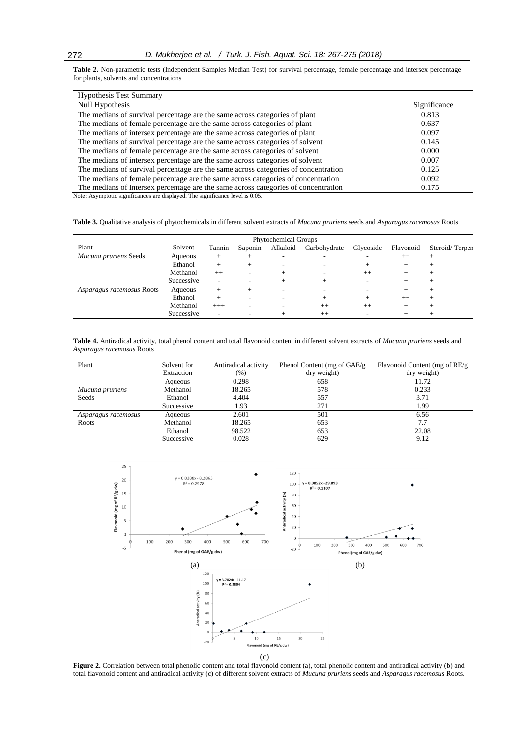**Table 2.** Non-parametric tests (Independent Samples Median Test) for survival percentage, female percentage and intersex percentage for plants, solvents and concentrations

| Hypothesis Test Summary | |
|---|---|
| Null Hypothesis | Significance |
| The medians of survival percentage are the same across categories of plant | 0.813 |
| The medians of female percentage are the same across categories of plant | 0.637 |
| The medians of intersex percentage are the same across categories of plant | 0.097 |
| The medians of survival percentage are the same across categories of solvent | 0.145 |
| The medians of female percentage are the same across categories of solvent | 0.000 |
| The medians of intersex percentage are the same across categories of solvent | 0.007 |
| The medians of survival percentage are the same across categories of concentration | 0.125 |
| The medians of female percentage are the same across categories of concentration | 0.092 |
| The medians of intersex percentage are the same across categories of concentration | 0.175 |

Note: Asymptotic significances are displayed. The significance level is 0.05.

**Table 3.** Qualitative analysis of phytochemicals in different solvent extracts of *Mucuna pruriens* seeds and *Asparagus racemosus* Roots

| | | Phytochemical Groups | | | | | | |
|---|---|---|---|---|---|---|---|---|
| Plant | Solvent | Tannin | Saponin | Alkaloid | Carbohydrate | Glycoside | Flavonoid | Steroid/ Terpen |
| *Mucuna pruriens* Seeds | Aqueous | + | + | - | - | - | ++ | + |
| | Ethanol | + | + | - | - | + | + | + |
| | Methanol | ++ | - | + | - | ++ | + | + |
| | Successive | - | - | + | + | - | + | + |
| *Asparagus racemosus* Roots | Aqueous | + | + | - | - | - | + | + |
| | Ethanol | + | - | - | + | + | ++ | + |
| | Methanol | +++ | - | - | ++ | ++ | + | + |
| | Successive | - | - | + | ++ | - | + | + |

**Table 4.** Antiradical activity, total phenol content and total flavonoid content in different solvent extracts of *Mucuna pruriens* seeds and *Asparagus racemosus* Roots

| Plant | Solvent for Extraction | Antiradical activity (%) | Phenol Content (mg of GAE/g dry weight) | Flavonoid Content (mg of RE/g dry weight) |
|---|---|---|---|---|
| *Mucuna pruriens* Seeds | Aqueous | 0.298 | 658 | 11.72 |
| | Methanol | 18.265 | 578 | 0.233 |
| | Ethanol | 4.404 | 557 | 3.71 |
| | Successive | 1.93 | 271 | 1.99 |
| *Asparagus racemosus* Roots | Aqueous | 2.601 | 501 | 6.56 |
| | Methanol | 18.265 | 653 | 7.7 |
| | Ethanol | 98.522 | 653 | 22.08 |
| | Successive | 0.028 | 629 | 9.12 |

**Figure 2.** Correlation between total phenolic content and total flavonoid content (a), total phenolic content and antiradical activity (b) and total flavonoid content and antiradical activity (c) of different solvent extracts of *Mucuna pruriens* seeds and *Asparagus racemosus* Roots.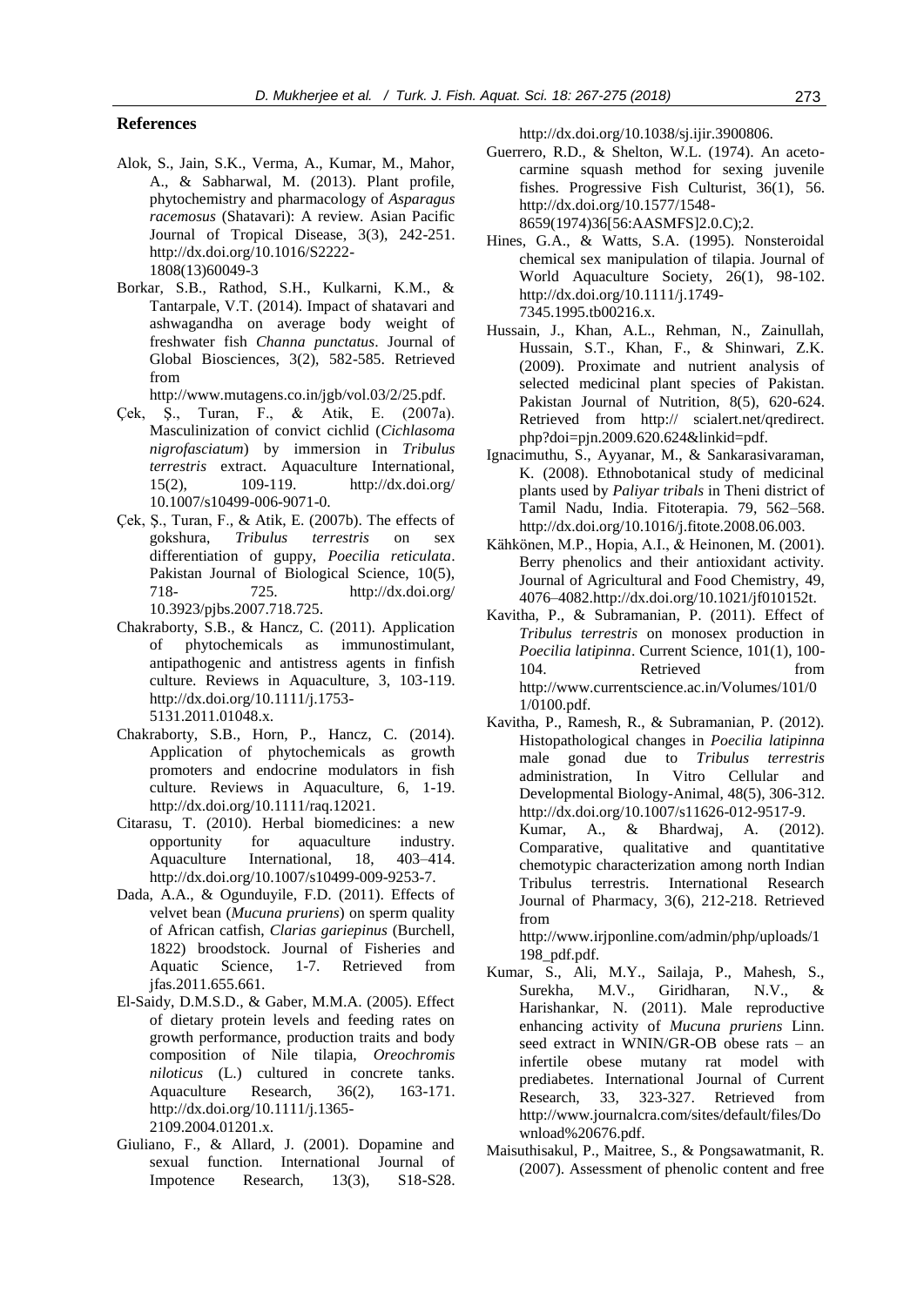## References

Alok, S., Jain, S.K., Verma, A., Kumar, M., Mahor, A., & Sabharwal, M. (2013). Plant profile, phytochemistry and pharmacology of *Asparagus racemosus* (Shatavari): A review. Asian Pacific Journal of Tropical Disease, 3(3), 242-251. http://dx.doi.org/10.1016/S2222-1808(13)60049-3

Borkar, S.B., Rathod, S.H., Kulkarni, K.M., & Tantarpale, V.T. (2014). Impact of shatavari and ashwagandha on average body weight of freshwater fish *Channa punctatus*. Journal of Global Biosciences, 3(2), 582-585. Retrieved from http://www.mutagens.co.in/jgb/vol.03/2/25.pdf.

Çek, Ş., Turan, F., & Atik, E. (2007a). Masculinization of convict cichlid (*Cichlasoma nigrofasciatum*) by immersion in *Tribulus terrestris* extract. Aquaculture International, 15(2), 109-119. http://dx.doi.org/ 10.1007/s10499-006-9071-0.

Çek, Ş., Turan, F., & Atik, E. (2007b). The effects of gokshura, *Tribulus terrestris* on sex differentiation of guppy, *Poecilia reticulata*. Pakistan Journal of Biological Science, 10(5), 718- 725. http://dx.doi.org/ 10.3923/pjbs.2007.718.725.

Chakraborty, S.B., & Hancz, C. (2011). Application of phytochemicals as immunostimulant, antipathogenic and antistress agents in finfish culture. Reviews in Aquaculture, 3, 103-119. http://dx.doi.org/10.1111/j.1753-5131.2011.01048.x.

Chakraborty, S.B., Horn, P., Hancz, C. (2014). Application of phytochemicals as growth promoters and endocrine modulators in fish culture. Reviews in Aquaculture, 6, 1-19. http://dx.doi.org/10.1111/raq.12021.

Citarasu, T. (2010). Herbal biomedicines: a new opportunity for aquaculture industry. Aquaculture International, 18, 403–414. http://dx.doi.org/10.1007/s10499-009-9253-7.

Dada, A.A., & Ogunduyile, F.D. (2011). Effects of velvet bean (*Mucuna pruriens*) on sperm quality of African catfish, *Clarias gariepinus* (Burchell, 1822) broodstock. Journal of Fisheries and Aquatic Science, 1-7. Retrieved from jfas.2011.655.661.

El-Saidy, D.M.S.D., & Gaber, M.M.A. (2005). Effect of dietary protein levels and feeding rates on growth performance, production traits and body composition of Nile tilapia, *Oreochromis niloticus* (L.) cultured in concrete tanks. Aquaculture Research, 36(2), 163-171. http://dx.doi.org/10.1111/j.1365-2109.2004.01201.x.

Giuliano, F., & Allard, J. (2001). Dopamine and sexual function. International Journal of Impotence Research, 13(3), S18-S28. http://dx.doi.org/10.1038/sj.ijir.3900806.

Guerrero, R.D., & Shelton, W.L. (1974). An aceto-carmine squash method for sexing juvenile fishes. Progressive Fish Culturist, 36(1), 56. http://dx.doi.org/10.1577/1548-8659(1974)36[56:AASMFS]2.0.C);2.

Hines, G.A., & Watts, S.A. (1995). Nonsteroidal chemical sex manipulation of tilapia. Journal of World Aquaculture Society, 26(1), 98-102. http://dx.doi.org/10.1111/j.1749-7345.1995.tb00216.x.

Hussain, J., Khan, A.L., Rehman, N., Zainullah, Hussain, S.T., Khan, F., & Shinwari, Z.K. (2009). Proximate and nutrient analysis of selected medicinal plant species of Pakistan. Pakistan Journal of Nutrition, 8(5), 620-624. Retrieved from http:// scialert.net/qredirect.php?doi=pjn.2009.620.624&linkid=pdf.

Ignacimuthu, S., Ayyanar, M., & Sankarasivaraman, K. (2008). Ethnobotanical study of medicinal plants used by *Paliyar tribals* in Theni district of Tamil Nadu, India. Fitoterapia. 79, 562–568. http://dx.doi.org/10.1016/j.fitote.2008.06.003.

Kähkönen, M.P., Hopia, A.I., & Heinonen, M. (2001). Berry phenolics and their antioxidant activity. Journal of Agricultural and Food Chemistry, 49, 4076–4082.http://dx.doi.org/10.1021/jf010152t.

Kavitha, P., & Subramanian, P. (2011). Effect of *Tribulus terrestris* on monosex production in *Poecilia latipinna*. Current Science, 101(1), 100-104. Retrieved from http://www.currentscience.ac.in/Volumes/101/01/0100.pdf.

Kavitha, P., Ramesh, R., & Subramanian, P. (2012). Histopathological changes in *Poecilia latipinna* male gonad due to *Tribulus terrestris* administration, In Vitro Cellular and Developmental Biology-Animal, 48(5), 306-312. http://dx.doi.org/10.1007/s11626-012-9517-9.

Kumar, A., & Bhardwaj, A. (2012). Comparative, qualitative and quantitative chemotypic characterization among north Indian Tribulus terrestris. International Research Journal of Pharmacy, 3(6), 212-218. Retrieved from http://www.irjponline.com/admin/php/uploads/1198_pdf.pdf.

Kumar, S., Ali, M.Y., Sailaja, P., Mahesh, S., Surekha, M.V., Giridharan, N.V., & Harishankar, N. (2011). Male reproductive enhancing activity of *Mucuna pruriens* Linn. seed extract in WNIN/GR-OB obese rats – an infertile obese mutany rat model with prediabetes. International Journal of Current Research, 33, 323-327. Retrieved from http://www.journalcra.com/sites/default/files/Download%20676.pdf.

Maisuthisakul, P., Maitree, S., & Pongsawatmanit, R. (2007). Assessment of phenolic content and free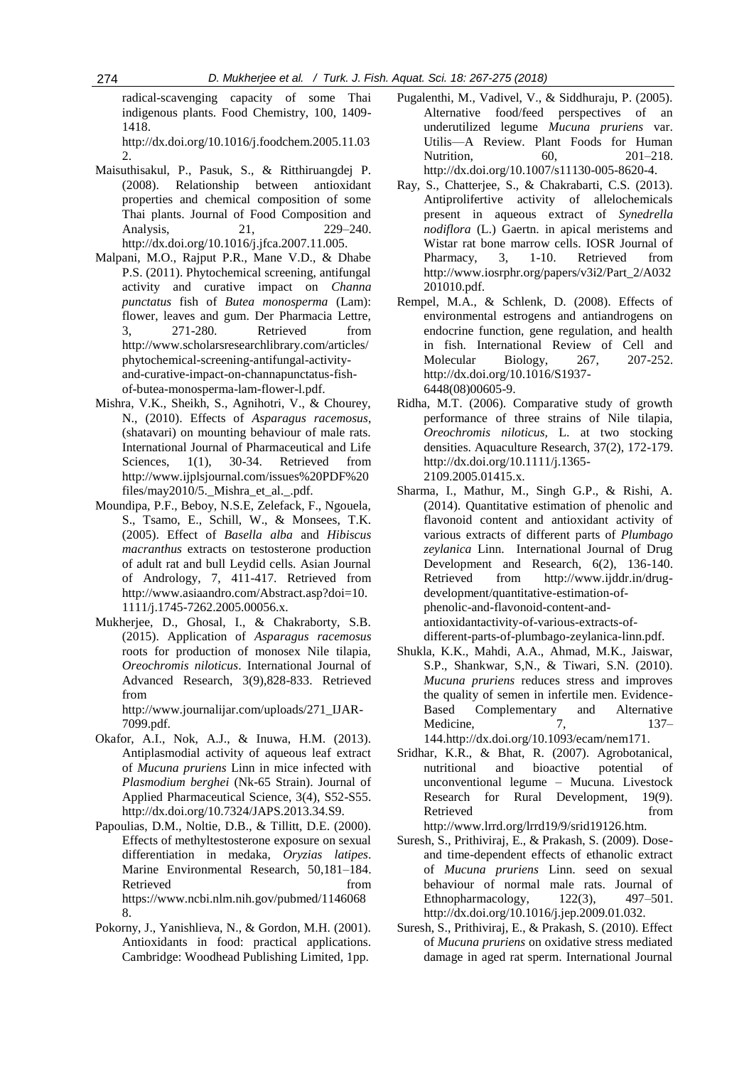radical-scavenging capacity of some Thai indigenous plants. Food Chemistry, 100, 1409-1418. http://dx.doi.org/10.1016/j.foodchem.2005.11.032.

Maisuthisakul, P., Pasuk, S., & Ritthiruangdej P. (2008). Relationship between antioxidant properties and chemical composition of some Thai plants. Journal of Food Composition and Analysis, 21, 229–240. http://dx.doi.org/10.1016/j.jfca.2007.11.005.

Malpani, M.O., Rajput P.R., Mane V.D., & Dhabe P.S. (2011). Phytochemical screening, antifungal activity and curative impact on *Channa punctatus* fish of *Butea monosperma* (Lam): flower, leaves and gum. Der Pharmacia Lettre, 3, 271-280. Retrieved from http://www.scholarsresearchlibrary.com/articles/phytochemical-screening-antifungal-activity-and-curative-impact-on-channapunctatus-fish-of-butea-monosperma-lam-flower-l.pdf.

Mishra, V.K., Sheikh, S., Agnihotri, V., & Chourey, N., (2010). Effects of *Asparagus racemosus*, (shatavari) on mounting behaviour of male rats. International Journal of Pharmaceutical and Life Sciences, 1(1), 30-34. Retrieved from http://www.ijplsjournal.com/issues%20PDF%20files/may2010/5._Mishra_et_al._.pdf.

Moundipa, P.F., Beboy, N.S.E, Zelefack, F., Ngouela, S., Tsamo, E., Schill, W., & Monsees, T.K. (2005). Effect of *Basella alba* and *Hibiscus macranthus* extracts on testosterone production of adult rat and bull Leydid cells. Asian Journal of Andrology, 7, 411-417. Retrieved from http://www.asiaandro.com/Abstract.asp?doi=10.1111/j.1745-7262.2005.00056.x.

Mukherjee, D., Ghosal, I., & Chakraborty, S.B. (2015). Application of *Asparagus racemosus* roots for production of monosex Nile tilapia, *Oreochromis niloticus*. International Journal of Advanced Research, 3(9),828-833. Retrieved from http://www.journalijar.com/uploads/271_IJAR-7099.pdf.

Okafor, A.I., Nok, A.J., & Inuwa, H.M. (2013). Antiplasmodial activity of aqueous leaf extract of *Mucuna pruriens* Linn in mice infected with *Plasmodium berghei* (Nk-65 Strain). Journal of Applied Pharmaceutical Science, 3(4), S52-S55. http://dx.doi.org/10.7324/JAPS.2013.34.S9.

Papoulias, D.M., Noltie, D.B., & Tillitt, D.E. (2000). Effects of methyltestosterone exposure on sexual differentiation in medaka, *Oryzias latipes*. Marine Environmental Research, 50,181–184. Retrieved from https://www.ncbi.nlm.nih.gov/pubmed/11460688.

Pokorny, J., Yanishlieva, N., & Gordon, M.H. (2001). Antioxidants in food: practical applications. Cambridge: Woodhead Publishing Limited, 1pp.

Pugalenthi, M., Vadivel, V., & Siddhuraju, P. (2005). Alternative food/feed perspectives of an underutilized legume *Mucuna pruriens* var. Utilis—A Review. Plant Foods for Human Nutrition, 60, 201–218. http://dx.doi.org/10.1007/s11130-005-8620-4.

Ray, S., Chatterjee, S., & Chakrabarti, C.S. (2013). Antiprolifertive activity of allelochemicals present in aqueous extract of *Synedrella nodiflora* (L.) Gaertn. in apical meristems and Wistar rat bone marrow cells. IOSR Journal of Pharmacy, 3, 1-10. Retrieved from http://www.iosrphr.org/papers/v3i2/Part_2/A032201010.pdf.

Rempel, M.A., & Schlenk, D. (2008). Effects of environmental estrogens and antiandrogens on endocrine function, gene regulation, and health in fish. International Review of Cell and Molecular Biology, 267, 207-252. http://dx.doi.org/10.1016/S1937-6448(08)00605-9.

Ridha, M.T. (2006). Comparative study of growth performance of three strains of Nile tilapia, *Oreochromis niloticus*, L. at two stocking densities. Aquaculture Research, 37(2), 172-179. http://dx.doi.org/10.1111/j.1365-2109.2005.01415.x.

Sharma, I., Mathur, M., Singh G.P., & Rishi, A. (2014). Quantitative estimation of phenolic and flavonoid content and antioxidant activity of various extracts of different parts of *Plumbago zeylanica* Linn. International Journal of Drug Development and Research, 6(2), 136-140. Retrieved from http://www.ijddr.in/drug-development/quantitative-estimation-of-phenolic-and-flavonoid-content-and-antioxidantactivity-of-various-extracts-of-different-parts-of-plumbago-zeylanica-linn.pdf.

Shukla, K.K., Mahdi, A.A., Ahmad, M.K., Jaiswar, S.P., Shankwar, S,N., & Tiwari, S.N. (2010). *Mucuna pruriens* reduces stress and improves the quality of semen in infertile men. Evidence-Based Complementary and Alternative Medicine, 7, 137–144.http://dx.doi.org/10.1093/ecam/nem171.

Sridhar, K.R., & Bhat, R. (2007). Agrobotanical, nutritional and bioactive potential of unconventional legume – Mucuna. Livestock Research for Rural Development, 19(9). Retrieved from http://www.lrrd.org/lrrd19/9/srid19126.htm.

Suresh, S., Prithiviraj, E., & Prakash, S. (2009). Dose- and time-dependent effects of ethanolic extract of *Mucuna pruriens* Linn. seed on sexual behaviour of normal male rats. Journal of Ethnopharmacology, 122(3), 497–501. http://dx.doi.org/10.1016/j.jep.2009.01.032.

Suresh, S., Prithiviraj, E., & Prakash, S. (2010). Effect of *Mucuna pruriens* on oxidative stress mediated damage in aged rat sperm. International Journal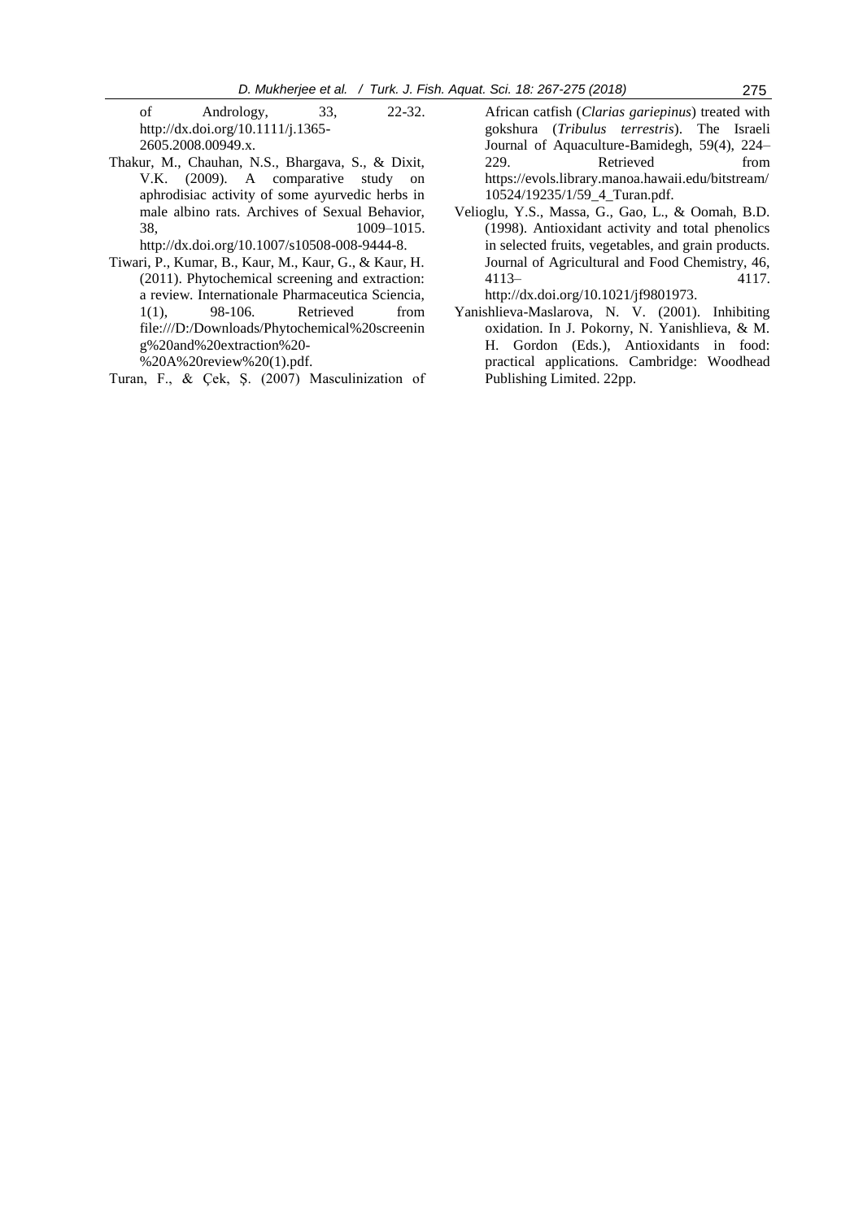of Andrology, 33, 22-32. http://dx.doi.org/10.1111/j.1365-2605.2008.00949.x.

Thakur, M., Chauhan, N.S., Bhargava, S., & Dixit, V.K. (2009). A comparative study on aphrodisiac activity of some ayurvedic herbs in male albino rats. Archives of Sexual Behavior, 38, 1009–1015. http://dx.doi.org/10.1007/s10508-008-9444-8.

Tiwari, P., Kumar, B., Kaur, M., Kaur, G., & Kaur, H. (2011). Phytochemical screening and extraction: a review. Internationale Pharmaceutica Sciencia, 1(1), 98-106. Retrieved from file:///D:/Downloads/Phytochemical%20screening%20and%20extraction%20-%20A%20review%20(1).pdf.

Turan, F., & Çek, Ş. (2007) Masculinization of African catfish (*Clarias gariepinus*) treated with gokshura (*Tribulus terrestris*). The Israeli Journal of Aquaculture-Bamidegh, 59(4), 224–229. Retrieved from https://evols.library.manoa.hawaii.edu/bitstream/10524/19235/1/59_4_Turan.pdf.

Velioglu, Y.S., Massa, G., Gao, L., & Oomah, B.D. (1998). Antioxidant activity and total phenolics in selected fruits, vegetables, and grain products. Journal of Agricultural and Food Chemistry, 46, 4113–4117. http://dx.doi.org/10.1021/jf9801973.

Yanishlieva-Maslarova, N. V. (2001). Inhibiting oxidation. In J. Pokorny, N. Yanishlieva, & M. H. Gordon (Eds.), Antioxidants in food: practical applications. Cambridge: Woodhead Publishing Limited. 22pp.